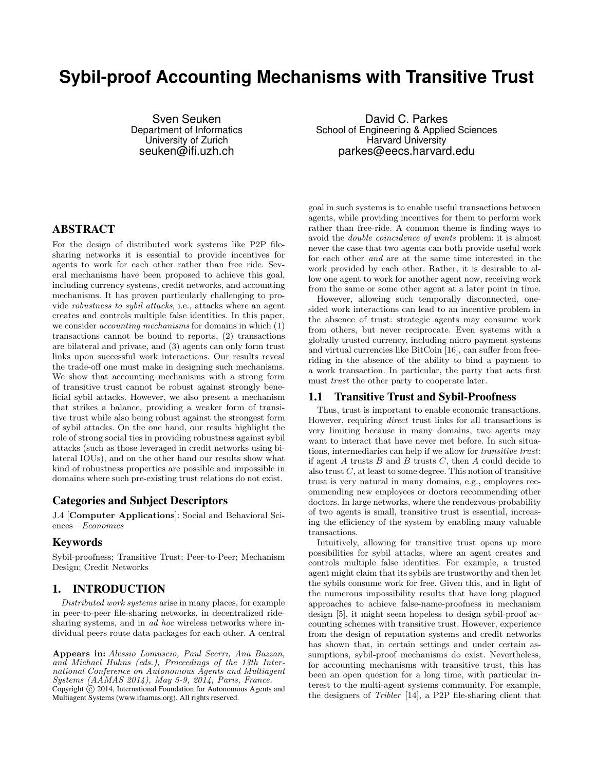# Sybil-proof Accounting Mechanisms with Transitive Trust

Sven Seuken
Department of Informatics
University of Zurich
seuken@ifi.uzh.ch

David C. Parkes
School of Engineering & Applied Sciences
Harvard University
parkes@eecs.harvard.edu

## ABSTRACT

For the design of distributed work systems like P2P file-sharing networks it is essential to provide incentives for agents to work for each other rather than free ride. Several mechanisms have been proposed to achieve this goal, including currency systems, credit networks, and accounting mechanisms. It has proven particularly challenging to provide *robustness to sybil attacks*, i.e., attacks where an agent creates and controls multiple false identities. In this paper, we consider *accounting mechanisms* for domains in which (1) transactions cannot be bound to reports, (2) transactions are bilateral and private, and (3) agents can only form trust links upon successful work interactions. Our results reveal the trade-off one must make in designing such mechanisms. We show that accounting mechanisms with a strong form of transitive trust cannot be robust against strongly beneficial sybil attacks. However, we also present a mechanism that strikes a balance, providing a weaker form of transitive trust while also being robust against the strongest form of sybil attacks. On the one hand, our results highlight the role of strong social ties in providing robustness against sybil attacks (such as those leveraged in credit networks using bilateral IOUs), and on the other hand our results show what kind of robustness properties are possible and impossible in domains where such pre-existing trust relations do not exist.

### Categories and Subject Descriptors

J.4 [**Computer Applications**]: Social and Behavioral Sciences—*Economics*

### Keywords

Sybil-proofness; Transitive Trust; Peer-to-Peer; Mechanism Design; Credit Networks

## 1. INTRODUCTION

*Distributed work systems* arise in many places, for example in peer-to-peer file-sharing networks, in decentralized ride-sharing systems, and in *ad hoc* wireless networks where individual peers route data packages for each other. A central goal in such systems is to enable useful transactions between agents, while providing incentives for them to perform work rather than free-ride. A common theme is finding ways to avoid the *double coincidence of wants* problem: it is almost never the case that two agents can both provide useful work for each other *and* are at the same time interested in the work provided by each other. Rather, it is desirable to allow one agent to work for another agent now, receiving work from the same or some other agent at a later point in time.

However, allowing such temporally disconnected, one-sided work interactions can lead to an incentive problem in the absence of trust: strategic agents may consume work from others, but never reciprocate. Even systems with a globally trusted currency, including micro payment systems and virtual currencies like BitCoin [16], can suffer from free-riding in the absence of the ability to bind a payment to a work transaction. In particular, the party that acts first must *trust* the other party to cooperate later.

### 1.1 Transitive Trust and Sybil-Proofness

Thus, trust is important to enable economic transactions. However, requiring *direct* trust links for all transactions is very limiting because in many domains, two agents may want to interact that have never met before. In such situations, intermediaries can help if we allow for *transitive trust*: if agent $A$ trusts $B$ and $B$ trusts $C$, then $A$ could decide to also trust $C$, at least to some degree. This notion of transitive trust is very natural in many domains, e.g., employees recommending new employees or doctors recommending other doctors. In large networks, where the rendezvous-probability of two agents is small, transitive trust is essential, increasing the efficiency of the system by enabling many valuable transactions.

Intuitively, allowing for transitive trust opens up more possibilities for sybil attacks, where an agent creates and controls multiple false identities. For example, a trusted agent might claim that its sybils are trustworthy and then let the sybils consume work for free. Given this, and in light of the numerous impossibility results that have long plagued approaches to achieve false-name-proofness in mechanism design [5], it might seem hopeless to design sybil-proof accounting schemes with transitive trust. However, experience from the design of reputation systems and credit networks has shown that, in certain settings and under certain assumptions, sybil-proof mechanisms do exist. Nevertheless, for accounting mechanisms with transitive trust, this has been an open question for a long time, with particular interest to the multi-agent systems community. For example, the designers of *Tribler* [14], a P2P file-sharing client that

**Appears in:** *Alessio Lomuscio, Paul Scerri, Ana Bazzan, and Michael Huhns (eds.), Proceedings of the 13th International Conference on Autonomous Agents and Multiagent Systems (AAMAS 2014), May 5-9, 2014, Paris, France.*
Copyright © 2014, International Foundation for Autonomous Agents and Multiagent Systems (www.ifaamas.org). All rights reserved.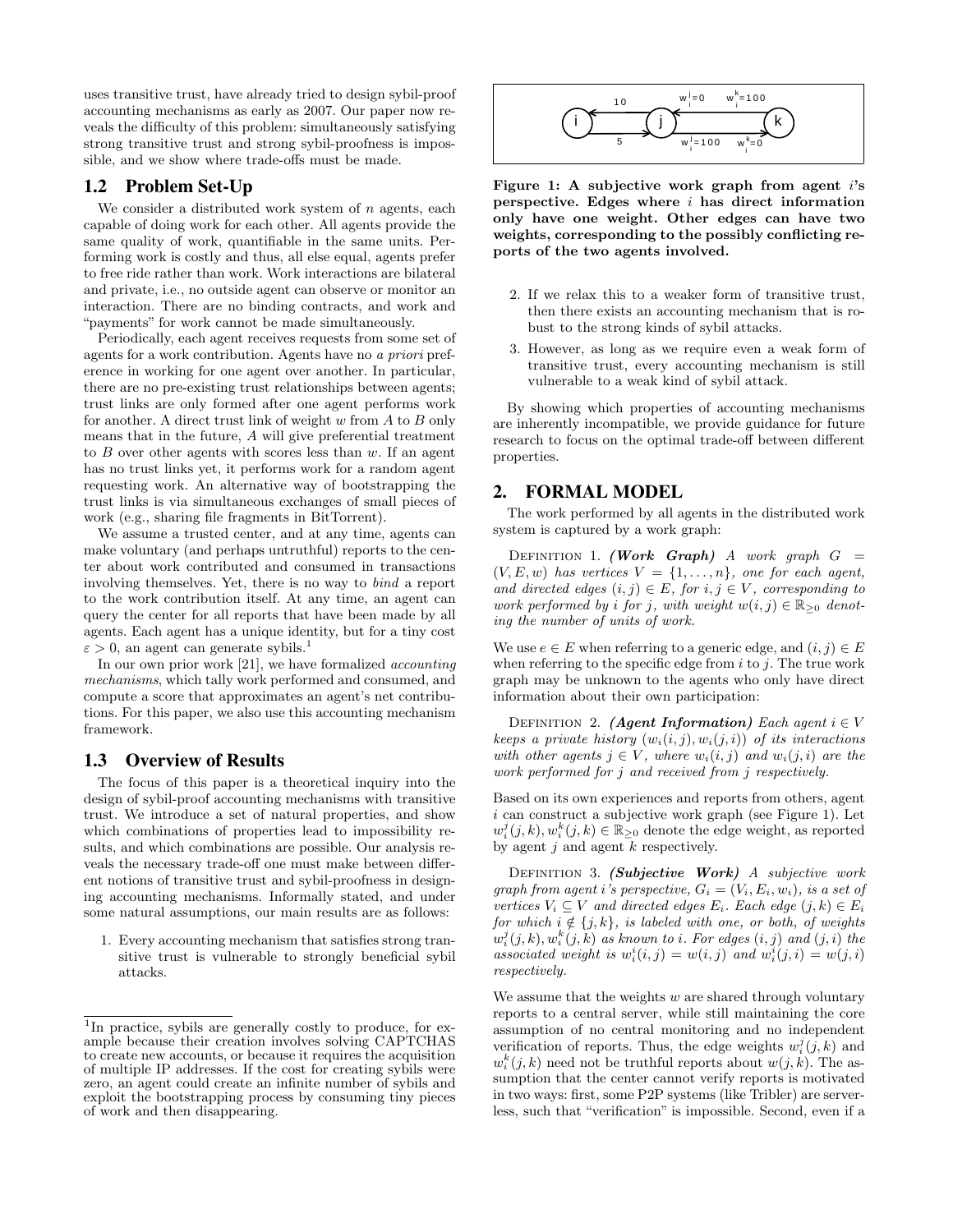uses transitive trust, have already tried to design sybil-proof accounting mechanisms as early as 2007. Our paper now reveals the difficulty of this problem: simultaneously satisfying strong transitive trust and strong sybil-proofness is impossible, and we show where trade-offs must be made.

## 1.2 Problem Set-Up

We consider a distributed work system of $n$ agents, each capable of doing work for each other. All agents provide the same quality of work, quantifiable in the same units. Performing work is costly and thus, all else equal, agents prefer to free ride rather than work. Work interactions are bilateral and private, i.e., no outside agent can observe or monitor an interaction. There are no binding contracts, and work and "payments" for work cannot be made simultaneously.

Periodically, each agent receives requests from some set of agents for a work contribution. Agents have no *a priori* preference in working for one agent over another. In particular, there are no pre-existing trust relationships between agents; trust links are only formed after one agent performs work for another. A direct trust link of weight $w$ from $A$ to $B$ only means that in the future, $A$ will give preferential treatment to $B$ over other agents with scores less than $w$. If an agent has no trust links yet, it performs work for a random agent requesting work. An alternative way of bootstrapping the trust links is via simultaneous exchanges of small pieces of work (e.g., sharing file fragments in BitTorrent).

We assume a trusted center, and at any time, agents can make voluntary (and perhaps untruthful) reports to the center about work contributed and consumed in transactions involving themselves. Yet, there is no way to *bind* a report to the work contribution itself. At any time, an agent can query the center for all reports that have been made by all agents. Each agent has a unique identity, but for a tiny cost $\varepsilon > 0$, an agent can generate sybils.[1]

In our own prior work [21], we have formalized *accounting mechanisms*, which tally work performed and consumed, and compute a score that approximates an agent's net contributions. For this paper, we also use this accounting mechanism framework.

## 1.3 Overview of Results

The focus of this paper is a theoretical inquiry into the design of sybil-proof accounting mechanisms with transitive trust. We introduce a set of natural properties, and show which combinations of properties lead to impossibility results, and which combinations are possible. Our analysis reveals the necessary trade-off one must make between different notions of transitive trust and sybil-proofness in designing accounting mechanisms. Informally stated, and under some natural assumptions, our main results are as follows:

1. Every accounting mechanism that satisfies strong transitive trust is vulnerable to strongly beneficial sybil attacks.
2. If we relax this to a weaker form of transitive trust, then there exists an accounting mechanism that is robust to the strong kinds of sybil attacks.
3. However, as long as we require even a weak form of transitive trust, every accounting mechanism is still vulnerable to a weak kind of sybil attack.

By showing which properties of accounting mechanisms are inherently incompatible, we provide guidance for future research to focus on the optimal trade-off between different properties.

[1] In practice, sybils are generally costly to produce, for example because their creation involves solving CAPTCHAS to create new accounts, or because it requires the acquisition of multiple IP addresses. If the cost for creating sybils were zero, an agent could create an infinite number of sybils and exploit the bootstrapping process by consuming tiny pieces of work and then disappearing.

**Figure 1: A subjective work graph from agent $i$'s perspective. Edges where $i$ has direct information only have one weight. Other edges can have two weights, corresponding to the possibly conflicting reports of the two agents involved.**

## 2. FORMAL MODEL

The work performed by all agents in the distributed work system is captured by a work graph:

DEFINITION 1. ***(Work Graph)*** *A work graph $G = (V, E, w)$ has vertices $V = \{1, \ldots, n\}$, one for each agent, and directed edges $(i, j) \in E$, for $i, j \in V$, corresponding to work performed by $i$ for $j$, with weight $w(i, j) \in \mathbb{R}_{\geq 0}$ denoting the number of units of work.*

We use $e \in E$ when referring to a generic edge, and $(i, j) \in E$ when referring to the specific edge from $i$ to $j$. The true work graph may be unknown to the agents who only have direct information about their own participation:

DEFINITION 2. ***(Agent Information)*** *Each agent $i \in V$ keeps a private history $(w_i(i, j), w_i(j, i))$ of its interactions with other agents $j \in V$, where $w_i(i, j)$ and $w_i(j, i)$ are the work performed for $j$ and received from $j$ respectively.*

Based on its own experiences and reports from others, agent $i$ can construct a subjective work graph (see Figure 1). Let $w_i^j(j, k), w_i^k(j, k) \in \mathbb{R}_{\geq 0}$ denote the edge weight, as reported by agent $j$ and agent $k$ respectively.

DEFINITION 3. ***(Subjective Work)*** *A subjective work graph from agent $i$'s perspective, $G_i = (V_i, E_i, w_i)$, is a set of vertices $V_i \subseteq V$ and directed edges $E_i$. Each edge $(j, k) \in E_i$ for which $i \notin \{j, k\}$, is labeled with one, or both, of weights $w_i^j(j, k), w_i^k(j, k)$ as known to $i$. For edges $(i, j)$ and $(j, i)$ the associated weight is $w_i^i(i, j) = w(i, j)$ and $w_i^i(j, i) = w(j, i)$ respectively.*

We assume that the weights $w$ are shared through voluntary reports to a central server, while still maintaining the core assumption of no central monitoring and no independent verification of reports. Thus, the edge weights $w_i^j(j, k)$ and $w_i^k(j, k)$ need not be truthful reports about $w(j, k)$. The assumption that the center cannot verify reports is motivated in two ways: first, some P2P systems (like Tribler) are serverless, such that "verification" is impossible. Second, even if a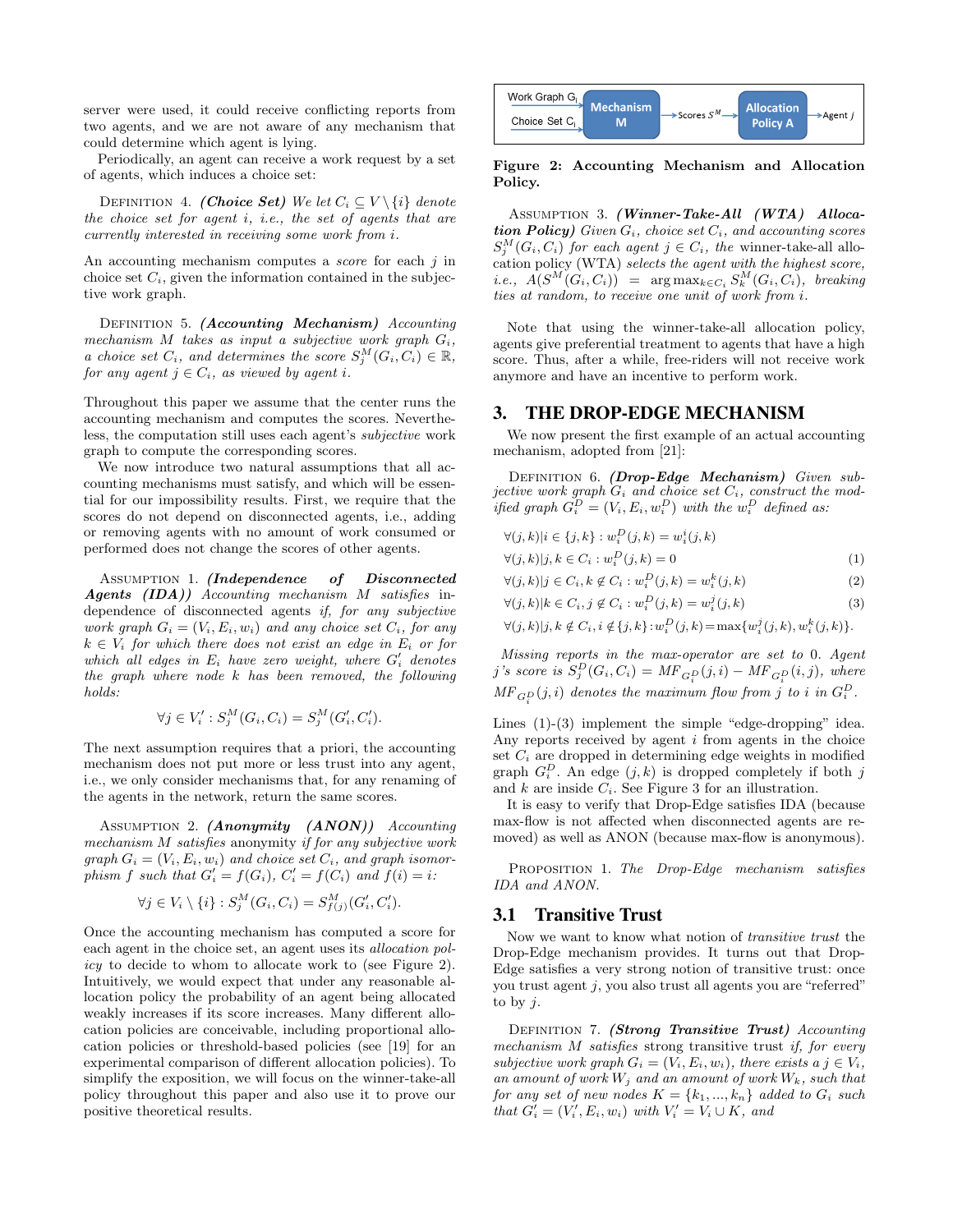server were used, it could receive conflicting reports from two agents, and we are not aware of any mechanism that could determine which agent is lying.

Periodically, an agent can receive a work request by a set of agents, which induces a choice set:

DEFINITION 4. ***(Choice Set)*** *We let $C_i \subseteq V \setminus \{i\}$ denote the choice set for agent $i$, i.e., the set of agents that are currently interested in receiving some work from $i$.*

An accounting mechanism computes a *score* for each $j$ in choice set $C_i$, given the information contained in the subjective work graph.

DEFINITION 5. ***(Accounting Mechanism)*** *Accounting mechanism $M$ takes as input a subjective work graph $G_i$, a choice set $C_i$, and determines the score $S_j^M(G_i, C_i) \in \mathbb{R}$, for any agent $j \in C_i$, as viewed by agent $i$.*

Throughout this paper we assume that the center runs the accounting mechanism and computes the scores. Nevertheless, the computation still uses each agent's *subjective* work graph to compute the corresponding scores.

We now introduce two natural assumptions that all accounting mechanisms must satisfy, and which will be essential for our impossibility results. First, we require that the scores do not depend on disconnected agents, i.e., adding or removing agents with no amount of work consumed or performed does not change the scores of other agents.

ASSUMPTION 1. ***(Independence of Disconnected Agents (IDA))*** *Accounting mechanism $M$ satisfies independence of disconnected agents if, for any subjective work graph $G_i = (V_i, E_i, w_i)$ and any choice set $C_i$, for any $k \in V_i$ for which there does not exist an edge in $E_i$ or for which all edges in $E_i$ have zero weight, where $G_i'$ denotes the graph where node $k$ has been removed, the following holds:*

$$\forall j \in V_i' : S_j^M(G_i, C_i) = S_j^M(G_i', C_i').$$

The next assumption requires that a priori, the accounting mechanism does not put more or less trust into any agent, i.e., we only consider mechanisms that, for any renaming of the agents in the network, return the same scores.

ASSUMPTION 2. ***(Anonymity (ANON))*** *Accounting mechanism $M$ satisfies* anonymity *if for any subjective work graph $G_i = (V_i, E_i, w_i)$ and choice set $C_i$, and graph isomorphism $f$ such that $G_i' = f(G_i)$, $C_i' = f(C_i)$ and $f(i) = i$:*

$$\forall j \in V_i \setminus \{i\} : S_j^M(G_i, C_i) = S_{f(j)}^M(G_i', C_i').$$

Once the accounting mechanism has computed a score for each agent in the choice set, an agent uses its *allocation policy* to decide to whom to allocate work to (see Figure 2). Intuitively, we would expect that under any reasonable allocation policy the probability of an agent being allocated weakly increases if its score increases. Many different allocation policies are conceivable, including proportional allocation policies or threshold-based policies (see [19] for an experimental comparison of different allocation policies). To simplify the exposition, we will focus on the winner-take-all policy throughout this paper and also use it to prove our positive theoretical results.

**Figure 2: Accounting Mechanism and Allocation Policy.**

ASSUMPTION 3. ***(Winner-Take-All (WTA) Allocation Policy)*** *Given $G_i$, choice set $C_i$, and accounting scores $S_j^M(G_i, C_i)$ for each agent $j \in C_i$, the* winner-take-all allocation policy (WTA) *selects the agent with the highest score, i.e., $A(S^M(G_i, C_i)) = \arg\max_{k \in C_i} S_k^M(G_i, C_i)$, breaking ties at random, to receive one unit of work from $i$.*

Note that using the winner-take-all allocation policy, agents give preferential treatment to agents that have a high score. Thus, after a while, free-riders will not receive work anymore and have an incentive to perform work.

## 3. THE DROP-EDGE MECHANISM

We now present the first example of an actual accounting mechanism, adopted from [21]:

DEFINITION 6. ***(Drop-Edge Mechanism)*** *Given subjective work graph $G_i$ and choice set $C_i$, construct the modified graph $G_i^D = (V_i, E_i, w_i^D)$ with the $w_i^D$ defined as:*

$$\forall (j,k) | i \in \{j,k\} : w_i^D(j,k) = w_i^i(j,k)$$

$$\forall (j,k) | j,k \in C_i : w_i^D(j,k) = 0 \quad (1)$$

$$\forall (j,k) | j \in C_i, k \notin C_i : w_i^D(j,k) = w_i^k(j,k) \quad (2)$$

$$\forall (j,k) | k \in C_i, j \notin C_i : w_i^D(j,k) = w_i^j(j,k) \quad (3)$$

$$\forall (j,k) | j,k \notin C_i, i \notin \{j,k\} : w_i^D(j,k) = \max\{w_i^j(j,k), w_i^k(j,k)\}.$$

*Missing reports in the max-operator are set to 0. Agent $j$'s score is $S_j^D(G_i, C_i) = MF_{G_i^D}(j,i) - MF_{G_i^D}(i,j)$, where $MF_{G_i^D}(j,i)$ denotes the maximum flow from $j$ to $i$ in $G_i^D$.*

Lines (1)-(3) implement the simple "edge-dropping" idea. Any reports received by agent $i$ from agents in the choice set $C_i$ are dropped in determining edge weights in modified graph $G_i^D$. An edge $(j,k)$ is dropped completely if both $j$ and $k$ are inside $C_i$. See Figure 3 for an illustration.

It is easy to verify that Drop-Edge satisfies IDA (because max-flow is not affected when disconnected agents are removed) as well as ANON (because max-flow is anonymous).

PROPOSITION 1. *The Drop-Edge mechanism satisfies IDA and ANON.*

### 3.1 Transitive Trust

Now we want to know what notion of *transitive trust* the Drop-Edge mechanism provides. It turns out that Drop-Edge satisfies a very strong notion of transitive trust: once you trust agent $j$, you also trust all agents you are "referred" to by $j$.

DEFINITION 7. ***(Strong Transitive Trust)*** *Accounting mechanism $M$ satisfies* strong transitive trust *if, for every subjective work graph $G_i = (V_i, E_i, w_i)$, there exists a $j \in V_i$, an amount of work $W_j$ and an amount of work $W_k$, such that for any set of new nodes $K = \{k_1, ..., k_n\}$ added to $G_i$ such that $G_i' = (V_i', E_i, w_i)$ with $V_i' = V_i \cup K$, and*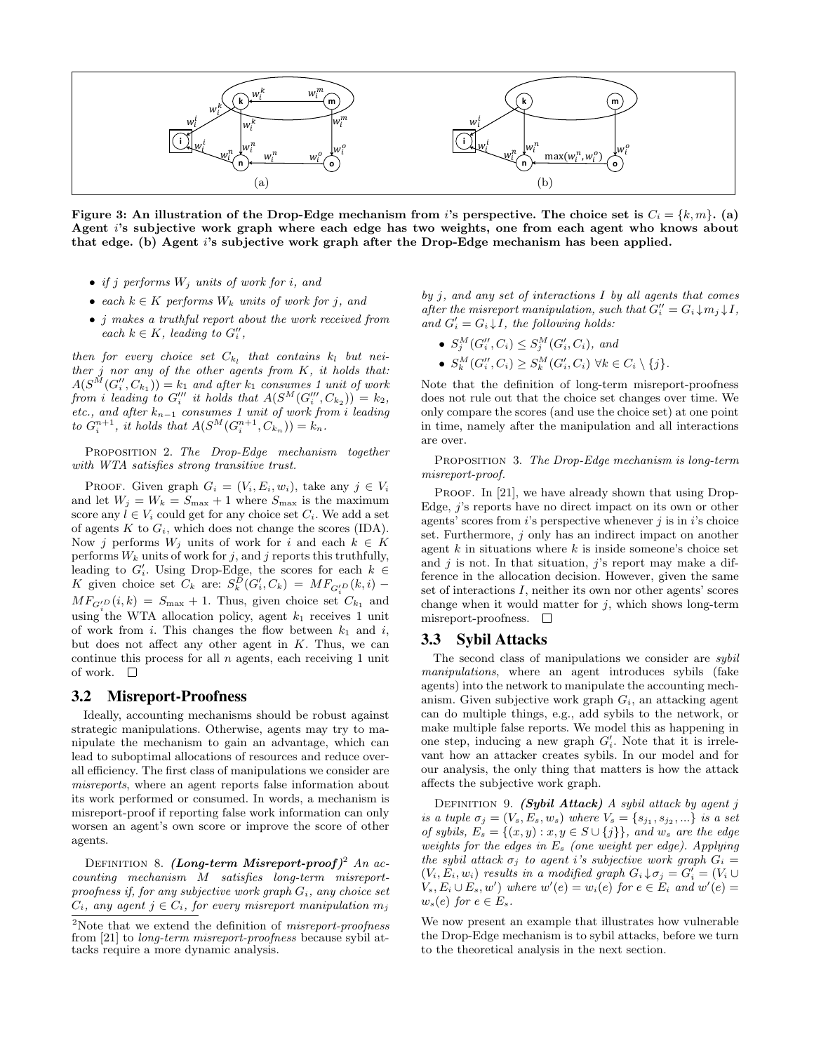Figure 3: An illustration of the Drop-Edge mechanism from $i$'s perspective. The choice set is $C_i = \{k, m\}$. (a) Agent $i$'s subjective work graph where each edge has two weights, one from each agent who knows about that edge. (b) Agent $i$'s subjective work graph after the Drop-Edge mechanism has been applied.

- *if $j$ performs $W_j$ units of work for $i$, and*
- *each $k \in K$ performs $W_k$ units of work for $j$, and*
- *$j$ makes a truthful report about the work received from each $k \in K$, leading to $G_i''$,*

*then for every choice set $C_{k_l}$ that contains $k_l$ but neither $j$ nor any of the other agents from $K$, it holds that: $A(S^M(G_i'', C_{k_1})) = k_1$ and after $k_1$ consumes 1 unit of work from $i$ leading to $G_i'''$ it holds that $A(S^M(G_i''', C_{k_2})) = k_2$, etc., and after $k_{n-1}$ consumes 1 unit of work from $i$ leading to $G_i^{n+1}$, it holds that $A(S^M(G_i^{n+1}, C_{k_n})) = k_n$.*

Proposition 2. *The Drop-Edge mechanism together with WTA satisfies strong transitive trust.*

Proof. Given graph $G_i = (V_i, E_i, w_i)$, take any $j \in V_i$ and let $W_j = W_k = S_{\max} + 1$ where $S_{\max}$ is the maximum score any $l \in V_i$ could get for any choice set $C_i$. We add a set of agents $K$ to $G_i$, which does not change the scores (IDA). Now $j$ performs $W_j$ units of work for $i$ and each $k \in K$ performs $W_k$ units of work for $j$, and $j$ reports this truthfully, leading to $G_i'$. Using Drop-Edge, the scores for each $k \in K$ given choice set $C_k$ are: $S_k^D(G_i', C_k) = MF_{G_i'^D}(k, i) - MF_{G_i'^D}(i, k) = S_{\max} + 1$. Thus, given choice set $C_{k_1}$ and using the WTA allocation policy, agent $k_1$ receives 1 unit of work from $i$. This changes the flow between $k_1$ and $i$, but does not affect any other agent in $K$. Thus, we can continue this process for all $n$ agents, each receiving 1 unit of work. □

## 3.2 Misreport-Proofness

Ideally, accounting mechanisms should be robust against strategic manipulations. Otherwise, agents may try to manipulate the mechanism to gain an advantage, which can lead to suboptimal allocations of resources and reduce overall efficiency. The first class of manipulations we consider are *misreports*, where an agent reports false information about its work performed or consumed. In words, a mechanism is misreport-proof if reporting false work information can only worsen an agent's own score or improve the score of other agents.

Definition 8. ***(Long-term Misreport-proof)***[2] *An accounting mechanism $M$ satisfies long-term misreport-proofness if, for any subjective work graph $G_i$, any choice set $C_i$, any agent $j \in C_i$, for every misreport manipulation $m_j$ by $j$, and any set of interactions $I$ by all agents that comes after the misreport manipulation, such that $G_i'' = G_i \downarrow m_j \downarrow I$, and $G_i' = G_i \downarrow I$, the following holds:*

- *$S_j^M(G_i'', C_i) \leq S_j^M(G_i', C_i)$, and*
- *$S_k^M(G_i'', C_i) \geq S_k^M(G_i', C_i)\ \forall k \in C_i \setminus \{j\}$.*

Note that the definition of long-term misreport-proofness does not rule out that the choice set changes over time. We only compare the scores (and use the choice set) at one point in time, namely after the manipulation and all interactions are over.

Proposition 3. *The Drop-Edge mechanism is long-term misreport-proof.*

Proof. In [21], we have already shown that using Drop-Edge, $j$'s reports have no direct impact on its own or other agents' scores from $i$'s perspective whenever $j$ is in $i$'s choice set. Furthermore, $j$ only has an indirect impact on another agent $k$ in situations where $k$ is inside someone's choice set and $j$ is not. In that situation, $j$'s report may make a difference in the allocation decision. However, given the same set of interactions $I$, neither its own nor other agents' scores change when it would matter for $j$, which shows long-term misreport-proofness. □

## 3.3 Sybil Attacks

The second class of manipulations we consider are *sybil manipulations*, where an agent introduces sybils (fake agents) into the network to manipulate the accounting mechanism. Given subjective work graph $G_i$, an attacking agent can do multiple things, e.g., add sybils to the network, or make multiple false reports. We model this as happening in one step, inducing a new graph $G_i'$. Note that it is irrelevant how an attacker creates sybils. In our model and for our analysis, the only thing that matters is how the attack affects the subjective work graph.

Definition 9. ***(Sybil Attack)*** *A sybil attack by agent $j$ is a tuple $\sigma_j = (V_s, E_s, w_s)$ where $V_s = \{s_{j_1}, s_{j_2}, ...\}$ is a set of sybils, $E_s = \{(x, y) : x, y \in S \cup \{j\}\}$, and $w_s$ are the edge weights for the edges in $E_s$ (one weight per edge). Applying the sybil attack $\sigma_j$ to agent $i$'s subjective work graph $G_i = (V_i, E_i, w_i)$ results in a modified graph $G_i \downarrow \sigma_j = G_i' = (V_i \cup V_s, E_i \cup E_s, w')$ where $w'(e) = w_i(e)$ for $e \in E_i$ and $w'(e) = w_s(e)$ for $e \in E_s$.*

We now present an example that illustrates how vulnerable the Drop-Edge mechanism is to sybil attacks, before we turn to the theoretical analysis in the next section.

[2] Note that we extend the definition of *misreport-proofness* from [21] to *long-term misreport-proofness* because sybil attacks require a more dynamic analysis.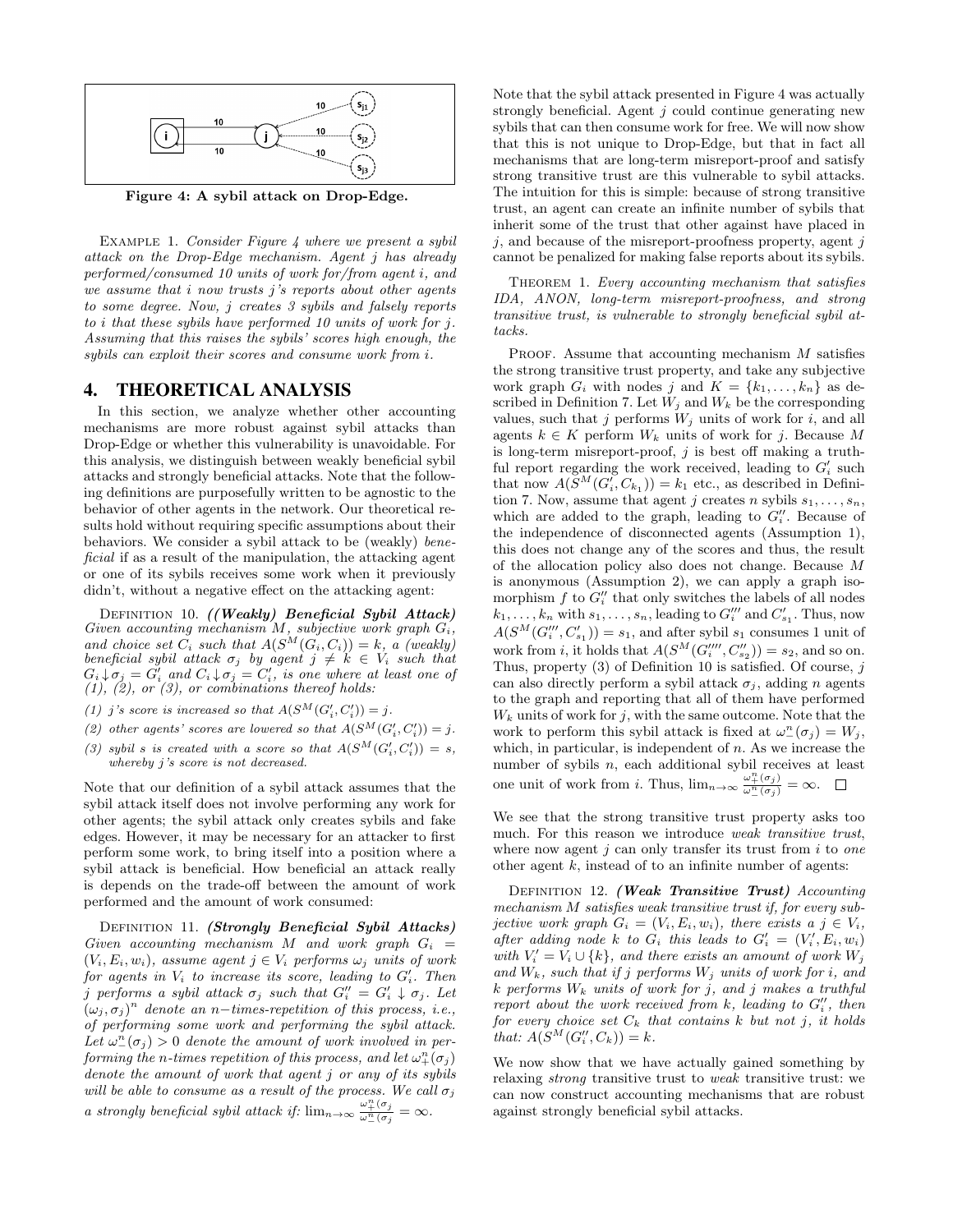Figure 4: A sybil attack on Drop-Edge.

Example 1. *Consider Figure 4 where we present a sybil attack on the Drop-Edge mechanism. Agent j has already performed/consumed 10 units of work for/from agent i, and we assume that i now trusts j's reports about other agents to some degree. Now, j creates 3 sybils and falsely reports to i that these sybils have performed 10 units of work for j. Assuming that this raises the sybils' scores high enough, the sybils can exploit their scores and consume work from i.*

## 4. THEORETICAL ANALYSIS

In this section, we analyze whether other accounting mechanisms are more robust against sybil attacks than Drop-Edge or whether this vulnerability is unavoidable. For this analysis, we distinguish between weakly beneficial sybil attacks and strongly beneficial attacks. Note that the following definitions are purposefully written to be agnostic to the behavior of other agents in the network. Our theoretical results hold without requiring specific assumptions about their behaviors. We consider a sybil attack to be (weakly) *beneficial* if as a result of the manipulation, the attacking agent or one of its sybils receives some work when it previously didn't, without a negative effect on the attacking agent:

Definition 10. ***((Weakly) Beneficial Sybil Attack)*** *Given accounting mechanism $M$, subjective work graph $G_i$, and choice set $C_i$ such that $A(S^M(G_i, C_i)) = k$, a (weakly) beneficial sybil attack $\sigma_j$ by agent $j \neq k \in V_i$ such that $G_i \downarrow \sigma_j = G_i'$ and $C_i \downarrow \sigma_j = C_i'$, is one where at least one of (1), (2), or (3), or combinations thereof holds:*

*(1) j's score is increased so that $A(S^M(G_i', C_i')) = j$.*

*(2) other agents' scores are lowered so that $A(S^M(G_i', C_i')) = j$.*

*(3) sybil s is created with a score so that $A(S^M(G_i', C_i')) = s$, whereby j's score is not decreased.*

Note that our definition of a sybil attack assumes that the sybil attack itself does not involve performing any work for other agents; the sybil attack only creates sybils and fake edges. However, it may be necessary for an attacker to first perform some work, to bring itself into a position where a sybil attack is beneficial. How beneficial an attack really is depends on the trade-off between the amount of work performed and the amount of work consumed:

Definition 11. ***(Strongly Beneficial Sybil Attacks)*** *Given accounting mechanism $M$ and work graph $G_i = (V_i, E_i, w_i)$, assume agent $j \in V_i$ performs $\omega_j$ units of work for agents in $V_i$ to increase its score, leading to $G_i'$. Then $j$ performs a sybil attack $\sigma_j$ such that $G_i'' = G_i' \downarrow \sigma_j$. Let $(\omega_j, \sigma_j)^n$ denote an $n-$times-repetition of this process, i.e., of performing some work and performing the sybil attack. Let $\omega_-^n(\sigma_j) > 0$ denote the amount of work involved in performing the n-times repetition of this process, and let $\omega_+^n(\sigma_j)$ denote the amount of work that agent j or any of its sybils will be able to consume as a result of the process. We call $\sigma_j$ a strongly beneficial sybil attack if: $\lim_{n\to\infty} \frac{\omega_+^n(\sigma_j}{\omega_-^n(\sigma_j} = \infty$.*

Note that the sybil attack presented in Figure 4 was actually strongly beneficial. Agent $j$ could continue generating new sybils that can then consume work for free. We will now show that this is not unique to Drop-Edge, but that in fact all mechanisms that are long-term misreport-proof and satisfy strong transitive trust are this vulnerable to sybil attacks. The intuition for this is simple: because of strong transitive trust, an agent can create an infinite number of sybils that inherit some of the trust that other against have placed in $j$, and because of the misreport-proofness property, agent $j$ cannot be penalized for making false reports about its sybils.

Theorem 1. *Every accounting mechanism that satisfies IDA, ANON, long-term misreport-proofness, and strong transitive trust, is vulnerable to strongly beneficial sybil attacks.*

Proof. Assume that accounting mechanism $M$ satisfies the strong transitive trust property, and take any subjective work graph $G_i$ with nodes $j$ and $K = \{k_1, \ldots, k_n\}$ as described in Definition 7. Let $W_j$ and $W_k$ be the corresponding values, such that $j$ performs $W_j$ units of work for $i$, and all agents $k \in K$ perform $W_k$ units of work for $j$. Because $M$ is long-term misreport-proof, $j$ is best off making a truthful report regarding the work received, leading to $G_i'$ such that now $A(S^M(G_i', C_{k_1})) = k_1$ etc., as described in Definition 7. Now, assume that agent $j$ creates $n$ sybils $s_1, \ldots, s_n$, which are added to the graph, leading to $G_i''$. Because of the independence of disconnected agents (Assumption 1), this does not change any of the scores and thus, the result of the allocation policy also does not change. Because $M$ is anonymous (Assumption 2), we can apply a graph isomorphism $f$ to $G_i''$ that only switches the labels of all nodes $k_1, \ldots, k_n$ with $s_1, \ldots, s_n$, leading to $G_i'''$ and $C_{s_1}'$. Thus, now $A(S^M(G_i''', C_{s_1}')) = s_1$, and after sybil $s_1$ consumes 1 unit of work from $i$, it holds that $A(S^M(G_i'''', C_{s_2}'')) = s_2$, and so on. Thus, property (3) of Definition 10 is satisfied. Of course, $j$ can also directly perform a sybil attack $\sigma_j$, adding $n$ agents to the graph and reporting that all of them have performed $W_k$ units of work for $j$, with the same outcome. Note that the work to perform this sybil attack is fixed at $\omega_-^n(\sigma_j) = W_j$, which, in particular, is independent of $n$. As we increase the number of sybils $n$, each additional sybil receives at least one unit of work from $i$. Thus, $\lim_{n\to\infty} \frac{\omega_+^n(\sigma_j)}{\omega_-^n(\sigma_j)} = \infty$. □

We see that the strong transitive trust property asks too much. For this reason we introduce *weak transitive trust*, where now agent $j$ can only transfer its trust from $i$ to *one* other agent $k$, instead of to an infinite number of agents:

Definition 12. ***(Weak Transitive Trust)*** *Accounting mechanism $M$ satisfies weak transitive trust if, for every subjective work graph $G_i = (V_i, E_i, w_i)$, there exists a $j \in V_i$, after adding node $k$ to $G_i$ this leads to $G_i' = (V_i', E_i, w_i)$ with $V_i' = V_i \cup \{k\}$, and there exists an amount of work $W_j$ and $W_k$, such that if j performs $W_j$ units of work for i, and k performs $W_k$ units of work for j, and j makes a truthful report about the work received from k, leading to $G_i''$, then for every choice set $C_k$ that contains k but not j, it holds that: $A(S^M(G_i'', C_k)) = k$.*

We now show that we have actually gained something by relaxing *strong* transitive trust to *weak* transitive trust: we can now construct accounting mechanisms that are robust against strongly beneficial sybil attacks.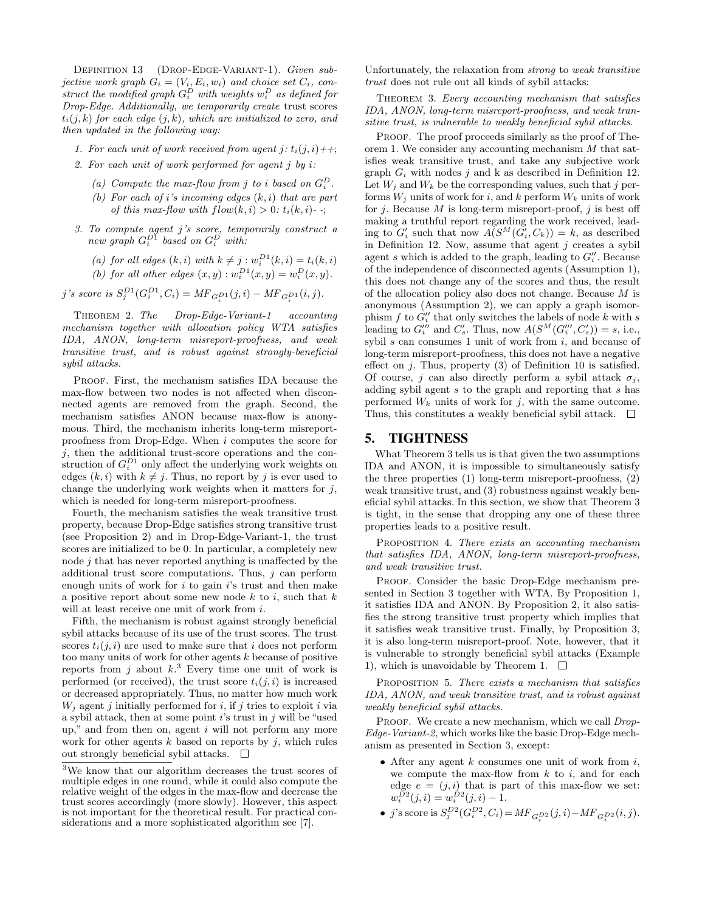Definition 13 (Drop-Edge-Variant-1). *Given subjective work graph $G_i = (V_i, E_i, w_i)$ and choice set $C_i$, construct the modified graph $G_i^D$ with weights $w_i^D$ as defined for Drop-Edge. Additionally, we temporarily create* trust scores *$t_i(j,k)$ for each edge $(j,k)$, which are initialized to zero, and then updated in the following way:*

1. *For each unit of work received from agent $j$: $t_i(j,i)$++;*
2. *For each unit of work performed for agent $j$ by $i$:*
   - (a) *Compute the max-flow from $j$ to $i$ based on $G_i^D$.*
   - (b) *For each of $i$'s incoming edges $(k,i)$ that are part of this max-flow with $flow(k,i) > 0$: $t_i(k,i)$- -;*
3. *To compute agent $j$'s score, temporarily construct a new graph $G_i^{D1}$ based on $G_i^D$ with:*
   - (a) *for all edges $(k,i)$ with $k \neq j$ : $w_i^{D1}(k,i) = t_i(k,i)$*
   - (b) *for all other edges $(x,y) : w_i^{D1}(x,y) = w_i^D(x,y)$.*

*$j$'s score is $S_j^{D1}(G_i^{D1}, C_i) = MF_{G_i^{D1}}(j,i) - MF_{G_i^{D1}}(i,j)$.*

Theorem 2. *The Drop-Edge-Variant-1 accounting mechanism together with allocation policy WTA satisfies IDA, ANON, long-term misreport-proofness, and weak transitive trust, and is robust against strongly-beneficial sybil attacks.*

Proof. First, the mechanism satisfies IDA because the max-flow between two nodes is not affected when disconnected agents are removed from the graph. Second, the mechanism satisfies ANON because max-flow is anonymous. Third, the mechanism inherits long-term misreport-proofness from Drop-Edge. When $i$ computes the score for $j$, then the additional trust-score operations and the construction of $G_i^{D1}$ only affect the underlying work weights on edges $(k,i)$ with $k \neq j$. Thus, no report by $j$ is ever used to change the underlying work weights when it matters for $j$, which is needed for long-term misreport-proofness.

Fourth, the mechanism satisfies the weak transitive trust property, because Drop-Edge satisfies strong transitive trust (see Proposition 2) and in Drop-Edge-Variant-1, the trust scores are initialized to be 0. In particular, a completely new node $j$ that has never reported anything is unaffected by the additional trust score computations. Thus, $j$ can perform enough units of work for $i$ to gain $i$'s trust and then make a positive report about some new node $k$ to $i$, such that $k$ will at least receive one unit of work from $i$.

Fifth, the mechanism is robust against strongly beneficial sybil attacks because of its use of the trust scores. The trust scores $t_i(j,i)$ are used to make sure that $i$ does not perform too many units of work for other agents $k$ because of positive reports from $j$ about $k$.[3] Every time one unit of work is performed (or received), the trust score $t_i(j,i)$ is increased or decreased appropriately. Thus, no matter how much work $W_j$ agent $j$ initially performed for $i$, if $j$ tries to exploit $i$ via a sybil attack, then at some point $i$'s trust in $j$ will be "used up," and from then on, agent $i$ will not perform any more work for other agents $k$ based on reports by $j$, which rules out strongly beneficial sybil attacks. □

[3] We know that our algorithm decreases the trust scores of multiple edges in one round, while it could also compute the relative weight of the edges in the max-flow and decrease the trust scores accordingly (more slowly). However, this aspect is not important for the theoretical result. For practical considerations and a more sophisticated algorithm see [7].

Unfortunately, the relaxation from *strong* to *weak transitive trust* does not rule out all kinds of sybil attacks:

Theorem 3. *Every accounting mechanism that satisfies IDA, ANON, long-term misreport-proofness, and weak transitive trust, is vulnerable to weakly beneficial sybil attacks.*

Proof. The proof proceeds similarly as the proof of Theorem 1. We consider any accounting mechanism $M$ that satisfies weak transitive trust, and take any subjective work graph $G_i$ with nodes $j$ and k as described in Definition 12. Let $W_j$ and $W_k$ be the corresponding values, such that $j$ performs $W_j$ units of work for $i$, and $k$ perform $W_k$ units of work for $j$. Because $M$ is long-term misreport-proof, $j$ is best off making a truthful report regarding the work received, leading to $G_i'$ such that now $A(S^M(G_i', C_k)) = k$, as described in Definition 12. Now, assume that agent $j$ creates a sybil agent $s$ which is added to the graph, leading to $G_i''$. Because of the independence of disconnected agents (Assumption 1), this does not change any of the scores and thus, the result of the allocation policy also does not change. Because $M$ is anonymous (Assumption 2), we can apply a graph isomorphism $f$ to $G_i''$ that only switches the labels of node $k$ with $s$ leading to $G_i'''$ and $C_s'$. Thus, now $A(S^M(G_i''', C_s')) = s$, i.e., sybil $s$ can consumes 1 unit of work from $i$, and because of long-term misreport-proofness, this does not have a negative effect on $j$. Thus, property (3) of Definition 10 is satisfied. Of course, $j$ can also directly perform a sybil attack $\sigma_j$, adding sybil agent $s$ to the graph and reporting that $s$ has performed $W_k$ units of work for $j$, with the same outcome. Thus, this constitutes a weakly beneficial sybil attack. □

## 5. TIGHTNESS

What Theorem 3 tells us is that given the two assumptions IDA and ANON, it is impossible to simultaneously satisfy the three properties (1) long-term misreport-proofness, (2) weak transitive trust, and (3) robustness against weakly beneficial sybil attacks. In this section, we show that Theorem 3 is tight, in the sense that dropping any one of these three properties leads to a positive result.

Proposition 4. *There exists an accounting mechanism that satisfies IDA, ANON, long-term misreport-proofness, and weak transitive trust.*

Proof. Consider the basic Drop-Edge mechanism presented in Section 3 together with WTA. By Proposition 1, it satisfies IDA and ANON. By Proposition 2, it also satisfies the strong transitive trust property which implies that it satisfies weak transitive trust. Finally, by Proposition 3, it is also long-term misreport-proof. Note, however, that it is vulnerable to strongly beneficial sybil attacks (Example 1), which is unavoidable by Theorem 1. □

Proposition 5. *There exists a mechanism that satisfies IDA, ANON, and weak transitive trust, and is robust against weakly beneficial sybil attacks.*

Proof. We create a new mechanism, which we call *Drop-Edge-Variant-2*, which works like the basic Drop-Edge mechanism as presented in Section 3, except:

- After any agent $k$ consumes one unit of work from $i$, we compute the max-flow from $k$ to $i$, and for each edge $e = (j,i)$ that is part of this max-flow we set: $w_i^{D2}(j,i) = w_i^{D2}(j,i) - 1$.
- $j$'s score is $S_j^{D2}(G_i^{D2}, C_i) = MF_{G_i^{D2}}(j,i) - MF_{G_i^{D2}}(i,j)$.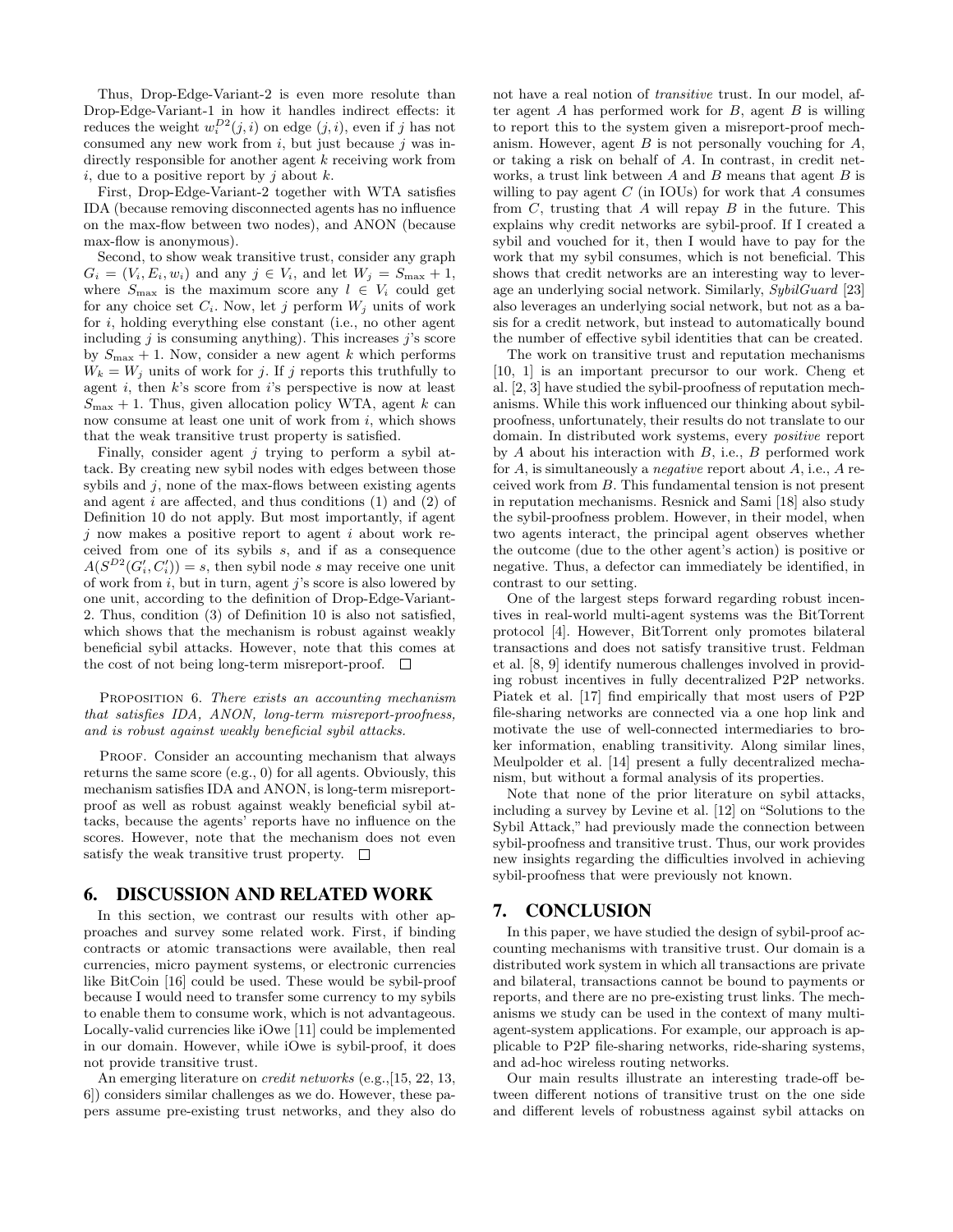Thus, Drop-Edge-Variant-2 is even more resolute than Drop-Edge-Variant-1 in how it handles indirect effects: it reduces the weight $w_i^{D2}(j, i)$ on edge $(j, i)$, even if $j$ has not consumed any new work from $i$, but just because $j$ was indirectly responsible for another agent $k$ receiving work from $i$, due to a positive report by $j$ about $k$.

First, Drop-Edge-Variant-2 together with WTA satisfies IDA (because removing disconnected agents has no influence on the max-flow between two nodes), and ANON (because max-flow is anonymous).

Second, to show weak transitive trust, consider any graph $G_i = (V_i, E_i, w_i)$ and any $j \in V_i$, and let $W_j = S_{\max} + 1$, where $S_{\max}$ is the maximum score any $l \in V_i$ could get for any choice set $C_i$. Now, let $j$ perform $W_j$ units of work for $i$, holding everything else constant (i.e., no other agent including $j$ is consuming anything). This increases $j$'s score by $S_{\max} + 1$. Now, consider a new agent $k$ which performs $W_k = W_j$ units of work for $j$. If $j$ reports this truthfully to agent $i$, then $k$'s score from $i$'s perspective is now at least $S_{\max} + 1$. Thus, given allocation policy WTA, agent $k$ can now consume at least one unit of work from $i$, which shows that the weak transitive trust property is satisfied.

Finally, consider agent $j$ trying to perform a sybil attack. By creating new sybil nodes with edges between those sybils and $j$, none of the max-flows between existing agents and agent $i$ are affected, and thus conditions (1) and (2) of Definition 10 do not apply. But most importantly, if agent $j$ now makes a positive report to agent $i$ about work received from one of its sybils $s$, and if as a consequence $A(S^{D2}(G_i', C_i')) = s$, then sybil node $s$ may receive one unit of work from $i$, but in turn, agent $j$'s score is also lowered by one unit, according to the definition of Drop-Edge-Variant-2. Thus, condition (3) of Definition 10 is also not satisfied, which shows that the mechanism is robust against weakly beneficial sybil attacks. However, note that this comes at the cost of not being long-term misreport-proof. □

PROPOSITION 6. *There exists an accounting mechanism that satisfies IDA, ANON, long-term misreport-proofness, and is robust against weakly beneficial sybil attacks.*

PROOF. Consider an accounting mechanism that always returns the same score (e.g., 0) for all agents. Obviously, this mechanism satisfies IDA and ANON, is long-term misreport-proof as well as robust against weakly beneficial sybil attacks, because the agents' reports have no influence on the scores. However, note that the mechanism does not even satisfy the weak transitive trust property. □

## 6. DISCUSSION AND RELATED WORK

In this section, we contrast our results with other approaches and survey some related work. First, if binding contracts or atomic transactions were available, then real currencies, micro payment systems, or electronic currencies like BitCoin [16] could be used. These would be sybil-proof because I would need to transfer some currency to my sybils to enable them to consume work, which is not advantageous. Locally-valid currencies like iOwe [11] could be implemented in our domain. However, while iOwe is sybil-proof, it does not provide transitive trust.

An emerging literature on *credit networks* (e.g.,[15, 22, 13, 6]) considers similar challenges as we do. However, these papers assume pre-existing trust networks, and they also do not have a real notion of *transitive* trust. In our model, after agent $A$ has performed work for $B$, agent $B$ is willing to report this to the system given a misreport-proof mechanism. However, agent $B$ is not personally vouching for $A$, or taking a risk on behalf of $A$. In contrast, in credit networks, a trust link between $A$ and $B$ means that agent $B$ is willing to pay agent $C$ (in IOUs) for work that $A$ consumes from $C$, trusting that $A$ will repay $B$ in the future. This explains why credit networks are sybil-proof. If I created a sybil and vouched for it, then I would have to pay for the work that my sybil consumes, which is not beneficial. This shows that credit networks are an interesting way to leverage an underlying social network. Similarly, *SybilGuard* [23] also leverages an underlying social network, but not as a basis for a credit network, but instead to automatically bound the number of effective sybil identities that can be created.

The work on transitive trust and reputation mechanisms [10, 1] is an important precursor to our work. Cheng et al. [2, 3] have studied the sybil-proofness of reputation mechanisms. While this work influenced our thinking about sybil-proofness, unfortunately, their results do not translate to our domain. In distributed work systems, every *positive* report by $A$ about his interaction with $B$, i.e., $B$ performed work for $A$, is simultaneously a *negative* report about $A$, i.e., $A$ received work from $B$. This fundamental tension is not present in reputation mechanisms. Resnick and Sami [18] also study the sybil-proofness problem. However, in their model, when two agents interact, the principal agent observes whether the outcome (due to the other agent's action) is positive or negative. Thus, a defector can immediately be identified, in contrast to our setting.

One of the largest steps forward regarding robust incentives in real-world multi-agent systems was the BitTorrent protocol [4]. However, BitTorrent only promotes bilateral transactions and does not satisfy transitive trust. Feldman et al. [8, 9] identify numerous challenges involved in providing robust incentives in fully decentralized P2P networks. Piatek et al. [17] find empirically that most users of P2P file-sharing networks are connected via a one hop link and motivate the use of well-connected intermediaries to broker information, enabling transitivity. Along similar lines, Meulpolder et al. [14] present a fully decentralized mechanism, but without a formal analysis of its properties.

Note that none of the prior literature on sybil attacks, including a survey by Levine et al. [12] on "Solutions to the Sybil Attack," had previously made the connection between sybil-proofness and transitive trust. Thus, our work provides new insights regarding the difficulties involved in achieving sybil-proofness that were previously not known.

## 7. CONCLUSION

In this paper, we have studied the design of sybil-proof accounting mechanisms with transitive trust. Our domain is a distributed work system in which all transactions are private and bilateral, transactions cannot be bound to payments or reports, and there are no pre-existing trust links. The mechanisms we study can be used in the context of many multi-agent-system applications. For example, our approach is applicable to P2P file-sharing networks, ride-sharing systems, and ad-hoc wireless routing networks.

Our main results illustrate an interesting trade-off between different notions of transitive trust on the one side and different levels of robustness against sybil attacks on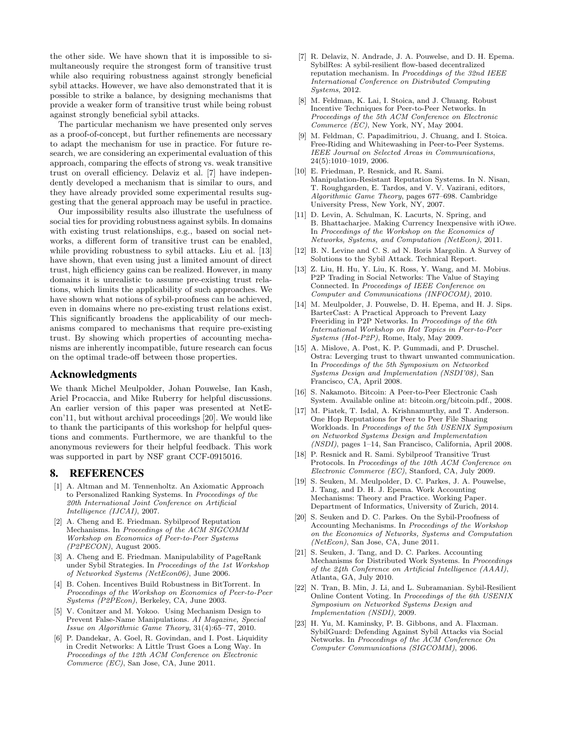the other side. We have shown that it is impossible to simultaneously require the strongest form of transitive trust while also requiring robustness against strongly beneficial sybil attacks. However, we have also demonstrated that it is possible to strike a balance, by designing mechanisms that provide a weaker form of transitive trust while being robust against strongly beneficial sybil attacks.

The particular mechanism we have presented only serves as a proof-of-concept, but further refinements are necessary to adapt the mechanism for use in practice. For future research, we are considering an experimental evaluation of this approach, comparing the effects of strong vs. weak transitive trust on overall efficiency. Delaviz et al. [7] have independently developed a mechanism that is similar to ours, and they have already provided some experimental results suggesting that the general approach may be useful in practice.

Our impossibility results also illustrate the usefulness of social ties for providing robustness against sybils. In domains with existing trust relationships, e.g., based on social networks, a different form of transitive trust can be enabled, while providing robustness to sybil attacks. Liu et al. [13] have shown, that even using just a limited amount of direct trust, high efficiency gains can be realized. However, in many domains it is unrealistic to assume pre-existing trust relations, which limits the applicability of such approaches. We have shown what notions of sybil-proofness can be achieved, even in domains where no pre-existing trust relations exist. This significantly broadens the applicability of our mechanisms compared to mechanisms that require pre-existing trust. By showing which properties of accounting mechanisms are inherently incompatible, future research can focus on the optimal trade-off between those properties.

## Acknowledgments

We thank Michel Meulpolder, Johan Pouwelse, Ian Kash, Ariel Procaccia, and Mike Ruberry for helpful discussions. An earlier version of this paper was presented at NetEcon'11, but without archival proceedings [20]. We would like to thank the participants of this workshop for helpful questions and comments. Furthermore, we are thankful to the anonymous reviewers for their helpful feedback. This work was supported in part by NSF grant CCF-0915016.

# 8. REFERENCES

[1] A. Altman and M. Tennenholtz. An Axiomatic Approach to Personalized Ranking Systems. In *Proceedings of the 20th International Joint Conference on Artificial Intelligence (IJCAI)*, 2007.

[2] A. Cheng and E. Friedman. Sybilproof Reputation Mechanisms. In *Proceedings of the ACM SIGCOMM Workshop on Economics of Peer-to-Peer Systems (P2PECON)*, August 2005.

[3] A. Cheng and E. Friedman. Manipulability of PageRank under Sybil Strategies. In *Proceedings of the 1st Workshop of Networked Systems (NetEcon06)*, June 2006.

[4] B. Cohen. Incentives Build Robustness in BitTorrent. In *Proceedings of the Workshop on Economics of Peer-to-Peer Systems (P2PEcon)*, Berkeley, CA, June 2003.

[5] V. Conitzer and M. Yokoo. Using Mechanism Design to Prevent False-Name Manipulations. *AI Magazine, Special Issue on Algorithmic Game Theory*, 31(4):65–77, 2010.

[6] P. Dandekar, A. Goel, R. Govindan, and I. Post. Liquidity in Credit Networks: A Little Trust Goes a Long Way. In *Proceedings of the 12th ACM Conference on Electronic Commerce (EC)*, San Jose, CA, June 2011.

[7] R. Delaviz, N. Andrade, J. A. Pouwelse, and D. H. Epema. SybilRes: A sybil-resilient flow-based decentralized reputation mechanism. In *Proceddings of the 32nd IEEE International Conference on Distributed Computing Systems*, 2012.

[8] M. Feldman, K. Lai, I. Stoica, and J. Chuang. Robust Incentive Techniques for Peer-to-Peer Networks. In *Proceedings of the 5th ACM Conference on Electronic Commerce (EC)*, New York, NY, May 2004.

[9] M. Feldman, C. Papadimitriou, J. Chuang, and I. Stoica. Free-Riding and Whitewashing in Peer-to-Peer Systems. *IEEE Journal on Selected Areas in Communications*, 24(5):1010–1019, 2006.

[10] E. Friedman, P. Resnick, and R. Sami. Manipulation-Resistant Reputation Systems. In N. Nisan, T. Roughgarden, E. Tardos, and V. V. Vazirani, editors, *Algorithmic Game Theory*, pages 677–698. Cambridge University Press, New York, NY, 2007.

[11] D. Levin, A. Schulman, K. Lacurts, N. Spring, and B. Bhattacharjee. Making Currency Inexpensive with iOwe. In *Proceedings of the Workshop on the Economics of Networks, Systems, and Computation (NetEcon)*, 2011.

[12] B. N. Levine and C. S. ad N. Boris Margolin. A Survey of Solutions to the Sybil Attack. Technical Report.

[13] Z. Liu, H. Hu, Y. Liu, K. Ross, Y. Wang, and M. Mobius. P2P Trading in Social Networks: The Value of Staying Connected. In *Proceedings of IEEE Conference on Computer and Communications (INFOCOM)*, 2010.

[14] M. Meulpolder, J. Pouwelse, D. H. Epema, and H. J. Sips. BarterCast: A Practical Approach to Prevent Lazy Freeriding in P2P Networks. In *Proceedings of the 6th International Workshop on Hot Topics in Peer-to-Peer Systems (Hot-P2P)*, Rome, Italy, May 2009.

[15] A. Mislove, A. Post, K. P. Gummadi, and P. Druschel. Ostra: Leverging trust to thwart unwanted communication. In *Proceedings of the 5th Symposium on Networked Systems Design and Implementation (NSDI'08)*, San Francisco, CA, April 2008.

[16] S. Nakamoto. Bitcoin: A Peer-to-Peer Electronic Cash System. Available online at: bitcoin.org/bitcoin.pdf., 2008.

[17] M. Piatek, T. Isdal, A. Krishnamurthy, and T. Anderson. One Hop Reputations for Peer to Peer File Sharing Workloads. In *Proceedings of the 5th USENIX Symposium on Networked Systems Design and Implementation (NSDI)*, pages 1–14, San Francisco, California, April 2008.

[18] P. Resnick and R. Sami. Sybilproof Transitive Trust Protocols. In *Proceedings of the 10th ACM Conference on Electronic Commerce (EC)*, Stanford, CA, July 2009.

[19] S. Seuken, M. Meulpolder, D. C. Parkes, J. A. Pouwelse, J. Tang, and D. H. J. Epema. Work Accounting Mechanisms: Theory and Practice. Working Paper. Department of Informatics, University of Zurich, 2014.

[20] S. Seuken and D. C. Parkes. On the Sybil-Proofness of Accounting Mechanisms. In *Proceedings of the Workshop on the Economics of Networks, Systems and Computation (NetEcon)*, San Jose, CA, June 2011.

[21] S. Seuken, J. Tang, and D. C. Parkes. Accounting Mechanisms for Distributed Work Systems. In *Proceedings of the 24th Conference on Artificial Intelligence (AAAI)*, Atlanta, GA, July 2010.

[22] N. Tran, B. Min, J. Li, and L. Subramanian. Sybil-Resilient Online Content Voting. In *Proceedings of the 6th USENIX Symposium on Networked Systems Design and Implementation (NSDI)*, 2009.

[23] H. Yu, M. Kaminsky, P. B. Gibbons, and A. Flaxman. SybilGuard: Defending Against Sybil Attacks via Social Networks. In *Proceedings of the ACM Conference On Computer Communications (SIGCOMM)*, 2006.